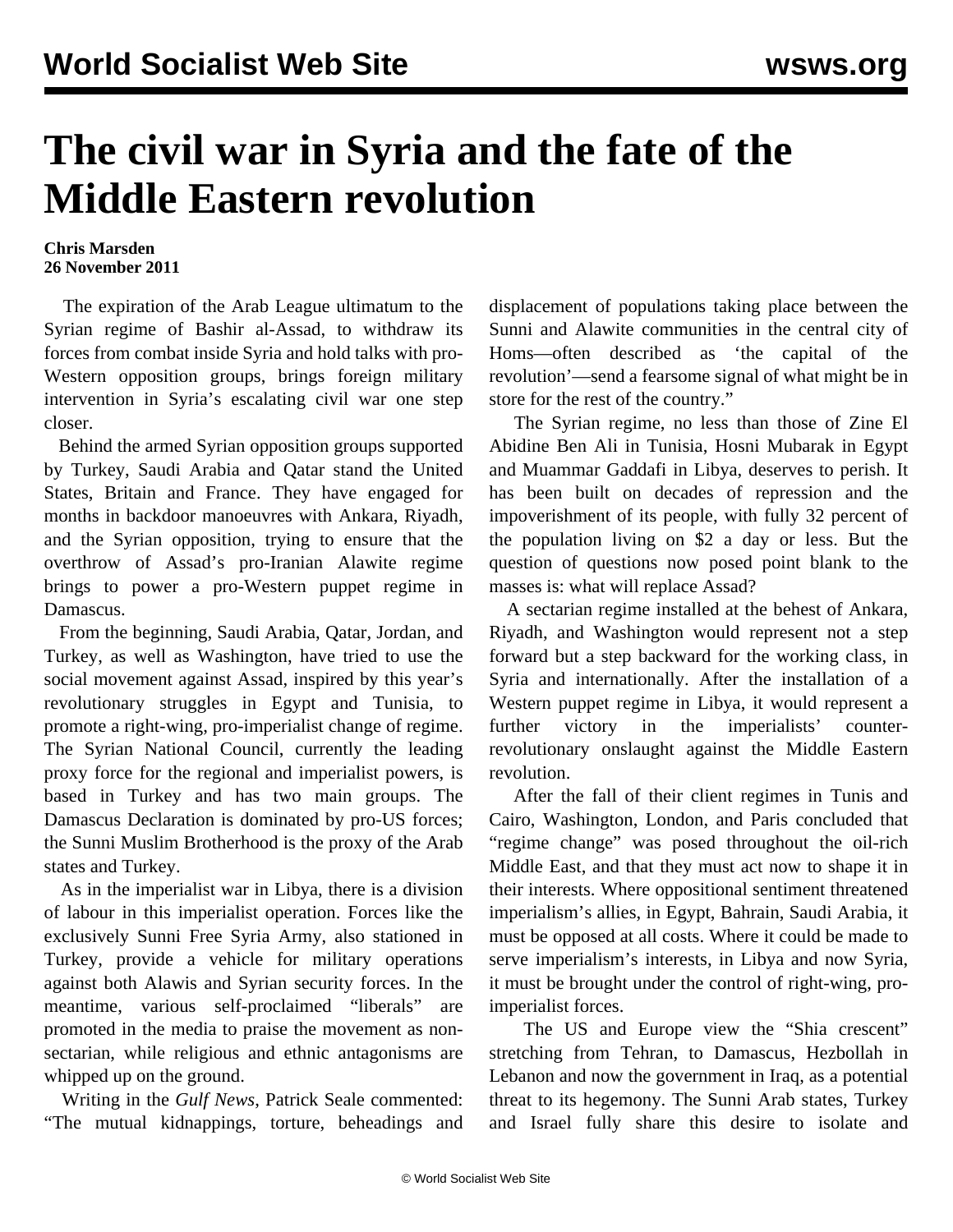# The civil war in Syria and the fate of the Middle Eastern revolution

**Chris Marsden**
**26 November 2011**

The expiration of the Arab League ultimatum to the Syrian regime of Bashir al-Assad, to withdraw its forces from combat inside Syria and hold talks with pro-Western opposition groups, brings foreign military intervention in Syria's escalating civil war one step closer.

Behind the armed Syrian opposition groups supported by Turkey, Saudi Arabia and Qatar stand the United States, Britain and France. They have engaged for months in backdoor manoeuvres with Ankara, Riyadh, and the Syrian opposition, trying to ensure that the overthrow of Assad's pro-Iranian Alawite regime brings to power a pro-Western puppet regime in Damascus.

From the beginning, Saudi Arabia, Qatar, Jordan, and Turkey, as well as Washington, have tried to use the social movement against Assad, inspired by this year's revolutionary struggles in Egypt and Tunisia, to promote a right-wing, pro-imperialist change of regime. The Syrian National Council, currently the leading proxy force for the regional and imperialist powers, is based in Turkey and has two main groups. The Damascus Declaration is dominated by pro-US forces; the Sunni Muslim Brotherhood is the proxy of the Arab states and Turkey.

As in the imperialist war in Libya, there is a division of labour in this imperialist operation. Forces like the exclusively Sunni Free Syria Army, also stationed in Turkey, provide a vehicle for military operations against both Alawis and Syrian security forces. In the meantime, various self-proclaimed "liberals" are promoted in the media to praise the movement as non-sectarian, while religious and ethnic antagonisms are whipped up on the ground.

Writing in the *Gulf News*, Patrick Seale commented: "The mutual kidnappings, torture, beheadings and displacement of populations taking place between the Sunni and Alawite communities in the central city of Homs—often described as 'the capital of the revolution'—send a fearsome signal of what might be in store for the rest of the country."

The Syrian regime, no less than those of Zine El Abidine Ben Ali in Tunisia, Hosni Mubarak in Egypt and Muammar Gaddafi in Libya, deserves to perish. It has been built on decades of repression and the impoverishment of its people, with fully 32 percent of the population living on $2 a day or less. But the question of questions now posed point blank to the masses is: what will replace Assad?

A sectarian regime installed at the behest of Ankara, Riyadh, and Washington would represent not a step forward but a step backward for the working class, in Syria and internationally. After the installation of a Western puppet regime in Libya, it would represent a further victory in the imperialists' counter-revolutionary onslaught against the Middle Eastern revolution.

After the fall of their client regimes in Tunis and Cairo, Washington, London, and Paris concluded that "regime change" was posed throughout the oil-rich Middle East, and that they must act now to shape it in their interests. Where oppositional sentiment threatened imperialism's allies, in Egypt, Bahrain, Saudi Arabia, it must be opposed at all costs. Where it could be made to serve imperialism's interests, in Libya and now Syria, it must be brought under the control of right-wing, pro-imperialist forces.

The US and Europe view the "Shia crescent" stretching from Tehran, to Damascus, Hezbollah in Lebanon and now the government in Iraq, as a potential threat to its hegemony. The Sunni Arab states, Turkey and Israel fully share this desire to isolate and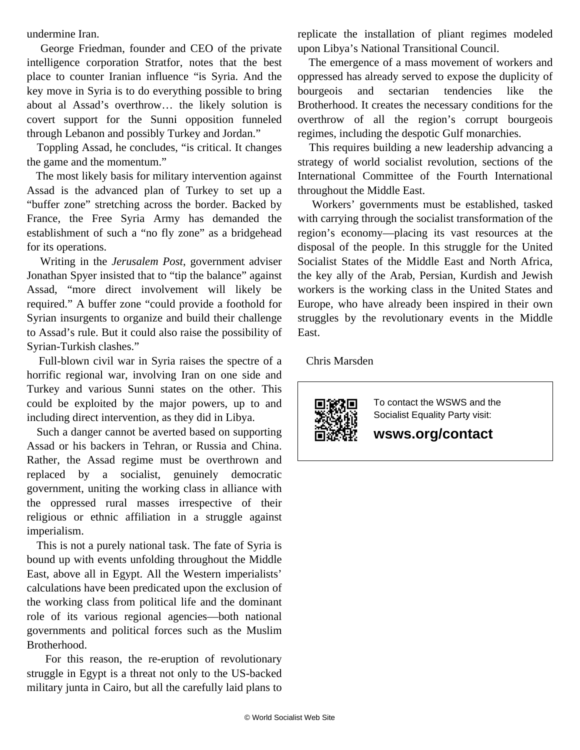undermine Iran.

George Friedman, founder and CEO of the private intelligence corporation Stratfor, notes that the best place to counter Iranian influence "is Syria. And the key move in Syria is to do everything possible to bring about al Assad's overthrow… the likely solution is covert support for the Sunni opposition funneled through Lebanon and possibly Turkey and Jordan."

Toppling Assad, he concludes, "is critical. It changes the game and the momentum."

The most likely basis for military intervention against Assad is the advanced plan of Turkey to set up a "buffer zone" stretching across the border. Backed by France, the Free Syria Army has demanded the establishment of such a "no fly zone" as a bridgehead for its operations.

Writing in the *Jerusalem Post*, government adviser Jonathan Spyer insisted that to "tip the balance" against Assad, "more direct involvement will likely be required." A buffer zone "could provide a foothold for Syrian insurgents to organize and build their challenge to Assad's rule. But it could also raise the possibility of Syrian-Turkish clashes."

Full-blown civil war in Syria raises the spectre of a horrific regional war, involving Iran on one side and Turkey and various Sunni states on the other. This could be exploited by the major powers, up to and including direct intervention, as they did in Libya.

Such a danger cannot be averted based on supporting Assad or his backers in Tehran, or Russia and China. Rather, the Assad regime must be overthrown and replaced by a socialist, genuinely democratic government, uniting the working class in alliance with the oppressed rural masses irrespective of their religious or ethnic affiliation in a struggle against imperialism.

This is not a purely national task. The fate of Syria is bound up with events unfolding throughout the Middle East, above all in Egypt. All the Western imperialists' calculations have been predicated upon the exclusion of the working class from political life and the dominant role of its various regional agencies—both national governments and political forces such as the Muslim Brotherhood.

For this reason, the re-eruption of revolutionary struggle in Egypt is a threat not only to the US-backed military junta in Cairo, but all the carefully laid plans to replicate the installation of pliant regimes modeled upon Libya's National Transitional Council.

The emergence of a mass movement of workers and oppressed has already served to expose the duplicity of bourgeois and sectarian tendencies like the Brotherhood. It creates the necessary conditions for the overthrow of all the region's corrupt bourgeois regimes, including the despotic Gulf monarchies.

This requires building a new leadership advancing a strategy of world socialist revolution, sections of the International Committee of the Fourth International throughout the Middle East.

Workers' governments must be established, tasked with carrying through the socialist transformation of the region's economy—placing its vast resources at the disposal of the people. In this struggle for the United Socialist States of the Middle East and North Africa, the key ally of the Arab, Persian, Kurdish and Jewish workers is the working class in the United States and Europe, who have already been inspired in their own struggles by the revolutionary events in the Middle East.

Chris Marsden

To contact the WSWS and the Socialist Equality Party visit:

**wsws.org/contact**